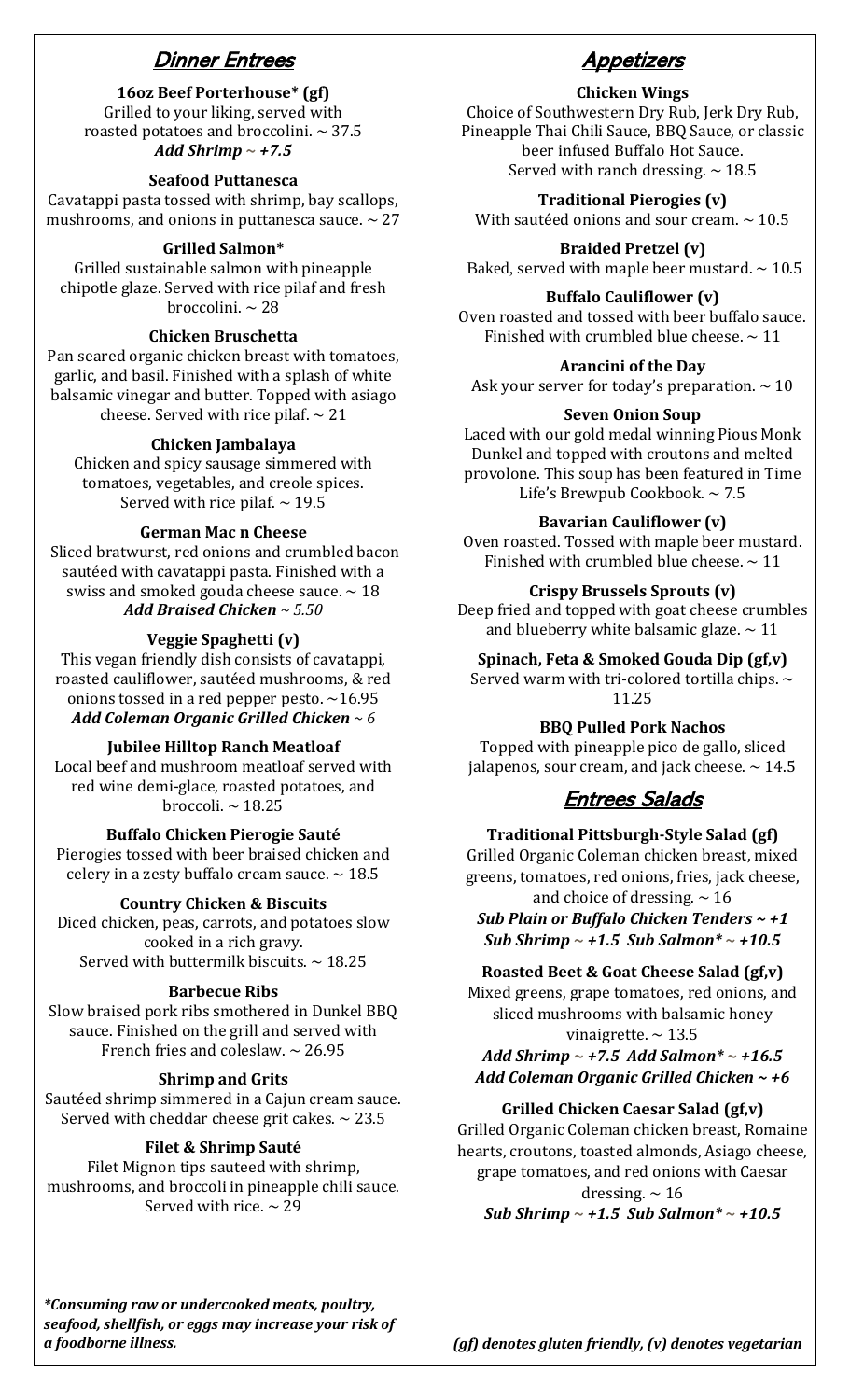## Dinner Entrees

**16oz Beef Porterhouse* (gf)**
Grilled to your liking, served with roasted potatoes and broccolini. ~ 37.5
***Add Shrimp ~ +7.5***

**Seafood Puttanesca**
Cavatappi pasta tossed with shrimp, bay scallops, mushrooms, and onions in puttanesca sauce. ~ 27

**Grilled Salmon***
Grilled sustainable salmon with pineapple chipotle glaze. Served with rice pilaf and fresh broccolini. ~ 28

**Chicken Bruschetta**
Pan seared organic chicken breast with tomatoes, garlic, and basil. Finished with a splash of white balsamic vinegar and butter. Topped with asiago cheese. Served with rice pilaf. ~ 21

**Chicken Jambalaya**
Chicken and spicy sausage simmered with tomatoes, vegetables, and creole spices. Served with rice pilaf. ~ 19.5

**German Mac n Cheese**
Sliced bratwurst, red onions and crumbled bacon sautéed with cavatappi pasta. Finished with a swiss and smoked gouda cheese sauce. ~ 18
***Add Braised Chicken ~ 5.50***

**Veggie Spaghetti (v)**
This vegan friendly dish consists of cavatappi, roasted cauliflower, sautéed mushrooms, & red onions tossed in a red pepper pesto. ~16.95
***Add Coleman Organic Grilled Chicken ~ 6***

**Jubilee Hilltop Ranch Meatloaf**
Local beef and mushroom meatloaf served with red wine demi-glace, roasted potatoes, and broccoli. ~ 18.25

**Buffalo Chicken Pierogie Sauté**
Pierogies tossed with beer braised chicken and celery in a zesty buffalo cream sauce. ~ 18.5

**Country Chicken & Biscuits**
Diced chicken, peas, carrots, and potatoes slow cooked in a rich gravy.
Served with buttermilk biscuits. ~ 18.25

**Barbecue Ribs**
Slow braised pork ribs smothered in Dunkel BBQ sauce. Finished on the grill and served with French fries and coleslaw. ~ 26.95

**Shrimp and Grits**
Sautéed shrimp simmered in a Cajun cream sauce. Served with cheddar cheese grit cakes. ~ 23.5

**Filet & Shrimp Sauté**
Filet Mignon tips sauteed with shrimp, mushrooms, and broccoli in pineapple chili sauce. Served with rice. ~ 29

## Appetizers

**Chicken Wings**
Choice of Southwestern Dry Rub, Jerk Dry Rub, Pineapple Thai Chili Sauce, BBQ Sauce, or classic beer infused Buffalo Hot Sauce.
Served with ranch dressing. ~ 18.5

**Traditional Pierogies (v)**
With sautéed onions and sour cream. ~ 10.5

**Braided Pretzel (v)**
Baked, served with maple beer mustard. ~ 10.5

**Buffalo Cauliflower (v)**
Oven roasted and tossed with beer buffalo sauce. Finished with crumbled blue cheese. ~ 11

**Arancini of the Day**
Ask your server for today's preparation. ~ 10

**Seven Onion Soup**
Laced with our gold medal winning Pious Monk Dunkel and topped with croutons and melted provolone. This soup has been featured in Time Life's Brewpub Cookbook. ~ 7.5

**Bavarian Cauliflower (v)**
Oven roasted. Tossed with maple beer mustard. Finished with crumbled blue cheese. ~ 11

**Crispy Brussels Sprouts (v)**
Deep fried and topped with goat cheese crumbles and blueberry white balsamic glaze. ~ 11

**Spinach, Feta & Smoked Gouda Dip (gf,v)**
Served warm with tri-colored tortilla chips. ~ 11.25

**BBQ Pulled Pork Nachos**
Topped with pineapple pico de gallo, sliced jalapenos, sour cream, and jack cheese. ~ 14.5

## Entrees Salads

**Traditional Pittsburgh-Style Salad (gf)**
Grilled Organic Coleman chicken breast, mixed greens, tomatoes, red onions, fries, jack cheese, and choice of dressing. ~ 16
***Sub Plain or Buffalo Chicken Tenders ~ +1***
***Sub Shrimp ~ +1.5 Sub Salmon* ~ +10.5***

**Roasted Beet & Goat Cheese Salad (gf,v)**
Mixed greens, grape tomatoes, red onions, and sliced mushrooms with balsamic honey vinaigrette. ~ 13.5
***Add Shrimp ~ +7.5 Add Salmon* ~ +16.5***
***Add Coleman Organic Grilled Chicken ~ +6***

**Grilled Chicken Caesar Salad (gf,v)**
Grilled Organic Coleman chicken breast, Romaine hearts, croutons, toasted almonds, Asiago cheese, grape tomatoes, and red onions with Caesar dressing. ~ 16
***Sub Shrimp ~ +1.5 Sub Salmon* ~ +10.5***

***Consuming raw or undercooked meats, poultry, seafood, shellfish, or eggs may increase your risk of a foodborne illness.***

***(gf) denotes gluten friendly, (v) denotes vegetarian***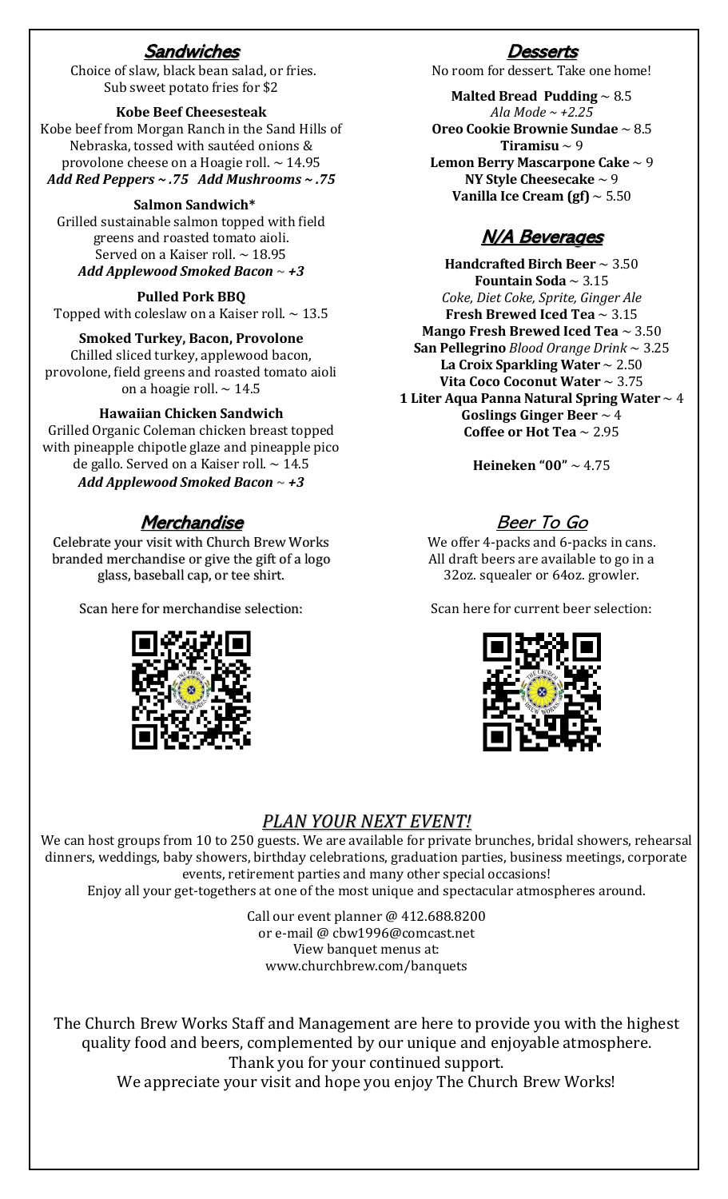## Sandwiches

Choice of slaw, black bean salad, or fries.
Sub sweet potato fries for $2

**Kobe Beef Cheesesteak**
Kobe beef from Morgan Ranch in the Sand Hills of Nebraska, tossed with sautéed onions & provolone cheese on a Hoagie roll. ~ 14.95
***Add Red Peppers ~ .75 Add Mushrooms ~ .75***

**Salmon Sandwich***
Grilled sustainable salmon topped with field greens and roasted tomato aioli. Served on a Kaiser roll. ~ 18.95
***Add Applewood Smoked Bacon ~ +3***

**Pulled Pork BBQ**
Topped with coleslaw on a Kaiser roll. ~ 13.5

**Smoked Turkey, Bacon, Provolone**
Chilled sliced turkey, applewood bacon, provolone, field greens and roasted tomato aioli on a hoagie roll. ~ 14.5

**Hawaiian Chicken Sandwich**
Grilled Organic Coleman chicken breast topped with pineapple chipotle glaze and pineapple pico de gallo. Served on a Kaiser roll. ~ 14.5
***Add Applewood Smoked Bacon ~ +3***

## Merchandise

Celebrate your visit with Church Brew Works branded merchandise or give the gift of a logo glass, baseball cap, or tee shirt.

Scan here for merchandise selection:

## Desserts

No room for dessert. Take one home!

**Malted Bread Pudding** ~ 8.5
*Ala Mode ~ +2.25*
**Oreo Cookie Brownie Sundae** ~ 8.5
**Tiramisu** ~ 9
**Lemon Berry Mascarpone Cake** ~ 9
**NY Style Cheesecake** ~ 9
**Vanilla Ice Cream (gf)** ~ 5.50

## N/A Beverages

**Handcrafted Birch Beer** ~ 3.50
**Fountain Soda** ~ 3.15
*Coke, Diet Coke, Sprite, Ginger Ale*
**Fresh Brewed Iced Tea** ~ 3.15
**Mango Fresh Brewed Iced Tea** ~ 3.50
**San Pellegrino** *Blood Orange Drink* ~ 3.25
**La Croix Sparkling Water** ~ 2.50
**Vita Coco Coconut Water** ~ 3.75
**1 Liter Aqua Panna Natural Spring Water** ~ 4
**Goslings Ginger Beer** ~ 4
**Coffee or Hot Tea** ~ 2.95

**Heineken "00"** ~ 4.75

## Beer To Go

We offer 4-packs and 6-packs in cans. All draft beers are available to go in a 32oz. squealer or 64oz. growler.

Scan here for current beer selection:

## *PLAN YOUR NEXT EVENT!*

We can host groups from 10 to 250 guests. We are available for private brunches, bridal showers, rehearsal dinners, weddings, baby showers, birthday celebrations, graduation parties, business meetings, corporate events, retirement parties and many other special occasions!
Enjoy all your get-togethers at one of the most unique and spectacular atmospheres around.

Call our event planner @ 412.688.8200
or e-mail @ cbw1996@comcast.net
View banquet menus at:
www.churchbrew.com/banquets

The Church Brew Works Staff and Management are here to provide you with the highest quality food and beers, complemented by our unique and enjoyable atmosphere.
Thank you for your continued support.
We appreciate your visit and hope you enjoy The Church Brew Works!